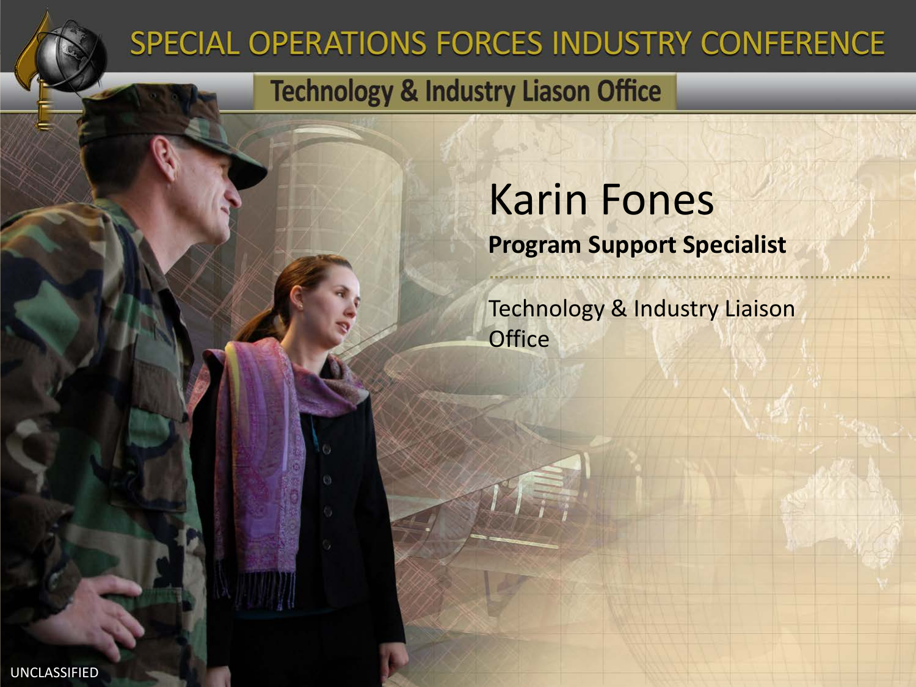# SPECIAL OPERATIONS FORCES INDUSTRY CONFERENCE

## Technology & Industry Liason Office

# Karin Fones

**Program Support Specialist**

Technology & Industry Liaison Office

UNCLASSIFIED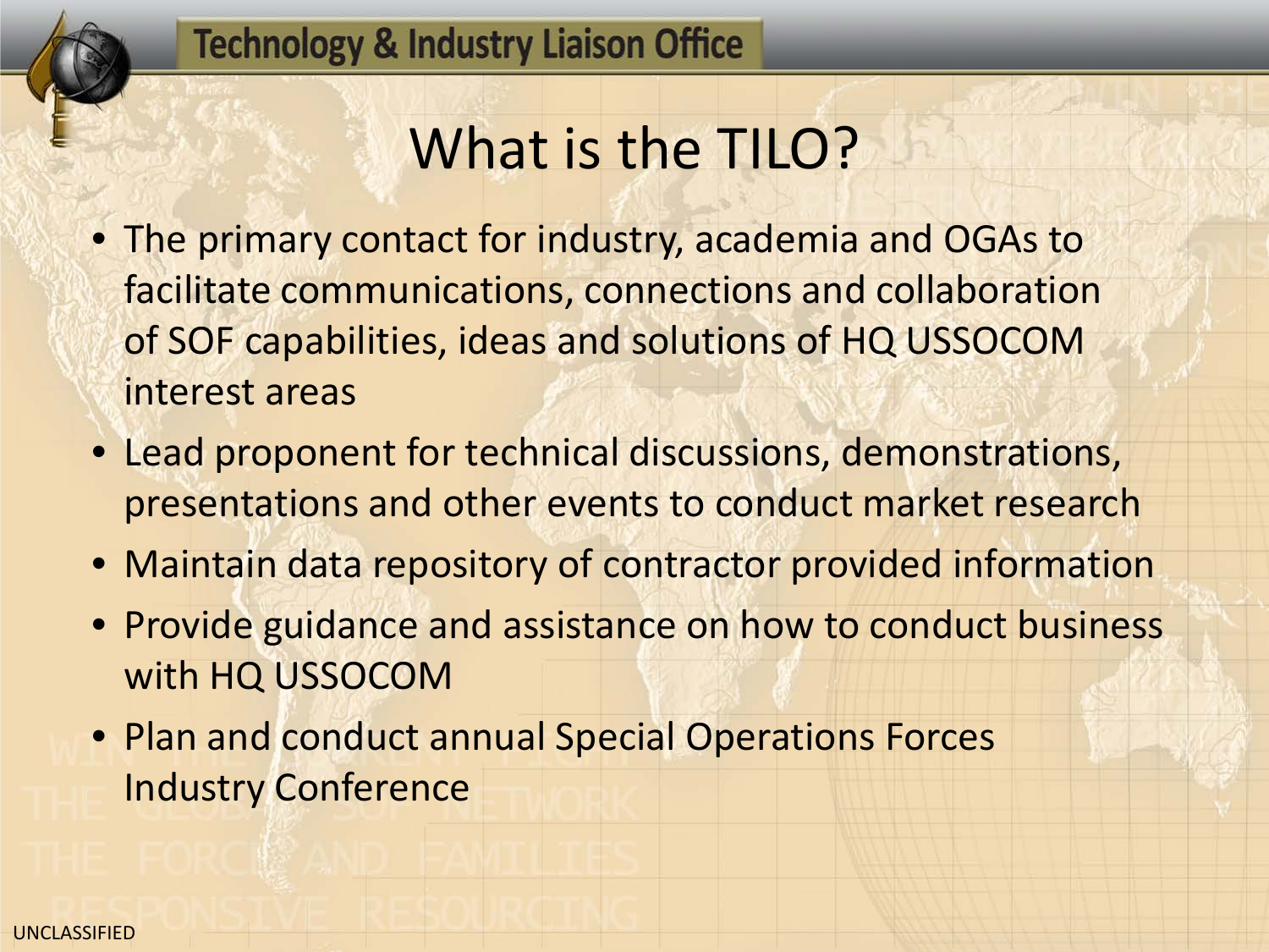# What is the TILO?

- The primary contact for industry, academia and OGAs to facilitate communications, connections and collaboration of SOF capabilities, ideas and solutions of HQ USSOCOM interest areas
- Lead proponent for technical discussions, demonstrations, presentations and other events to conduct market research
- Maintain data repository of contractor provided information
- Provide guidance and assistance on how to conduct business with HQ USSOCOM
- Plan and conduct annual Special Operations Forces Industry Conference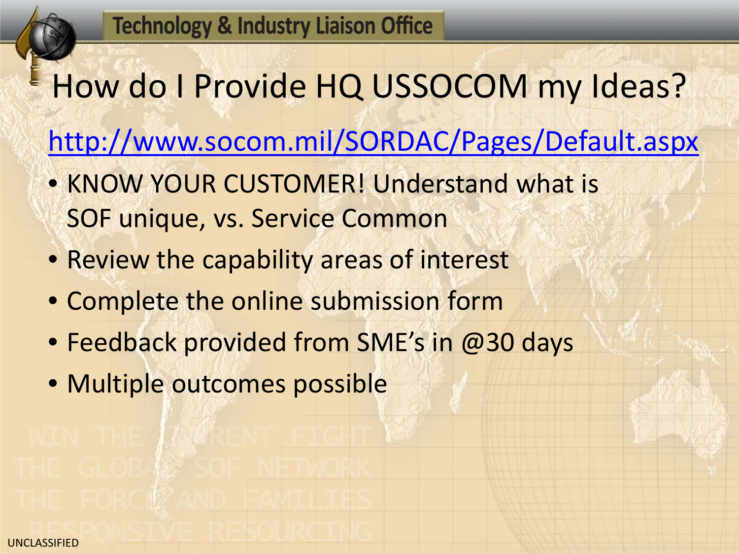# How do I Provide HQ USSOCOM my Ideas?

http://www.socom.mil/SORDAC/Pages/Default.aspx

- KNOW YOUR CUSTOMER! Understand what is SOF unique, vs. Service Common
- Review the capability areas of interest
- Complete the online submission form
- Feedback provided from SME's in @30 days
- Multiple outcomes possible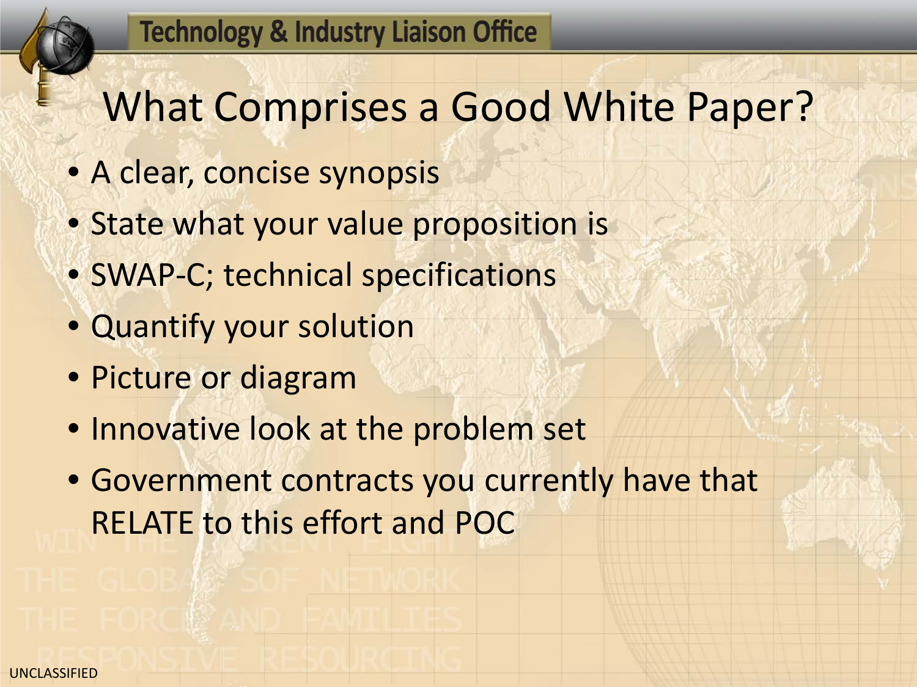# What Comprises a Good White Paper?

- A clear, concise synopsis
- State what your value proposition is
- SWAP-C; technical specifications
- Quantify your solution
- Picture or diagram
- Innovative look at the problem set
- Government contracts you currently have that RELATE to this effort and POC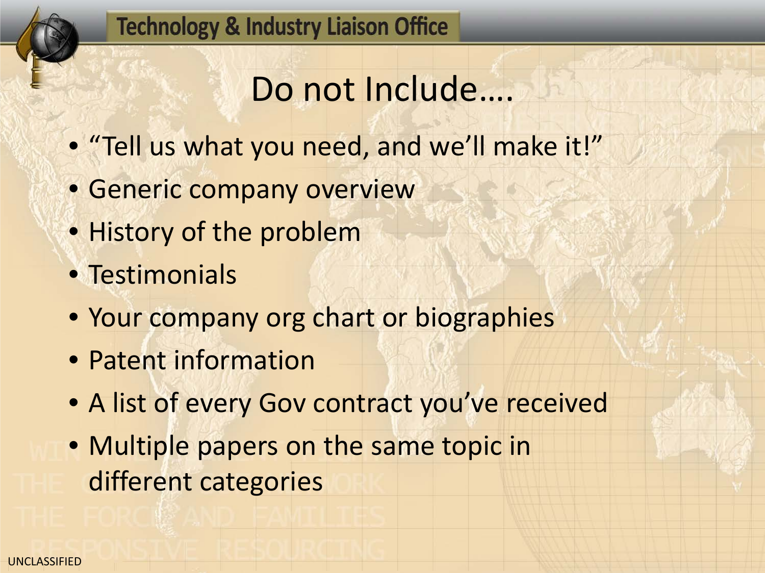# Do not Include….

- "Tell us what you need, and we'll make it!"
- Generic company overview
- History of the problem
- Testimonials
- Your company org chart or biographies
- Patent information
- A list of every Gov contract you've received
- Multiple papers on the same topic in different categories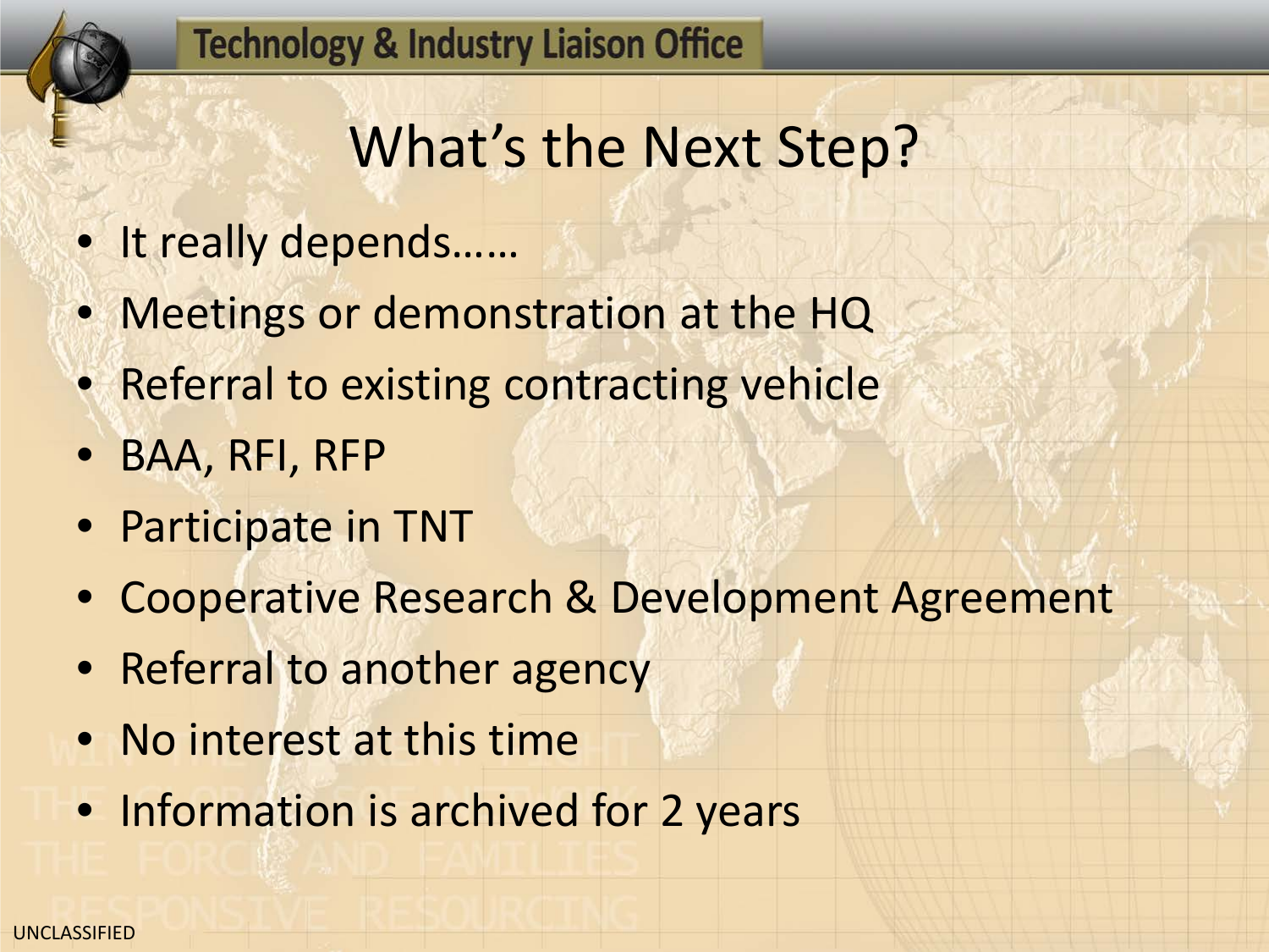# What's the Next Step?

- It really depends……
- Meetings or demonstration at the HQ
- Referral to existing contracting vehicle
- BAA, RFI, RFP
- Participate in TNT
- Cooperative Research & Development Agreement
- Referral to another agency
- No interest at this time
- Information is archived for 2 years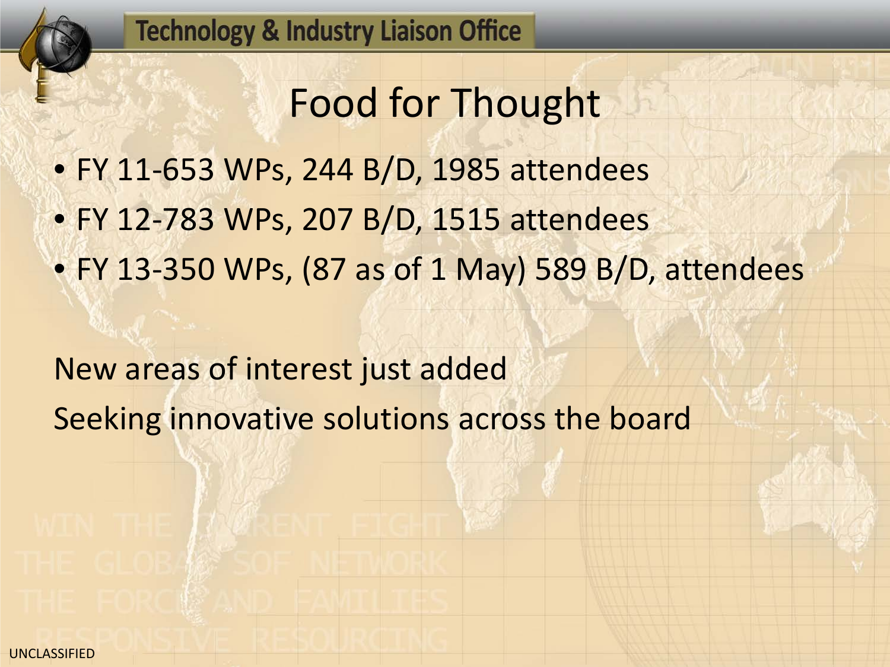# Food for Thought

- FY 11-653 WPs, 244 B/D, 1985 attendees
- FY 12-783 WPs, 207 B/D, 1515 attendees
- FY 13-350 WPs, (87 as of 1 May) 589 B/D, attendees

New areas of interest just added

Seeking innovative solutions across the board

UNCLASSIFIED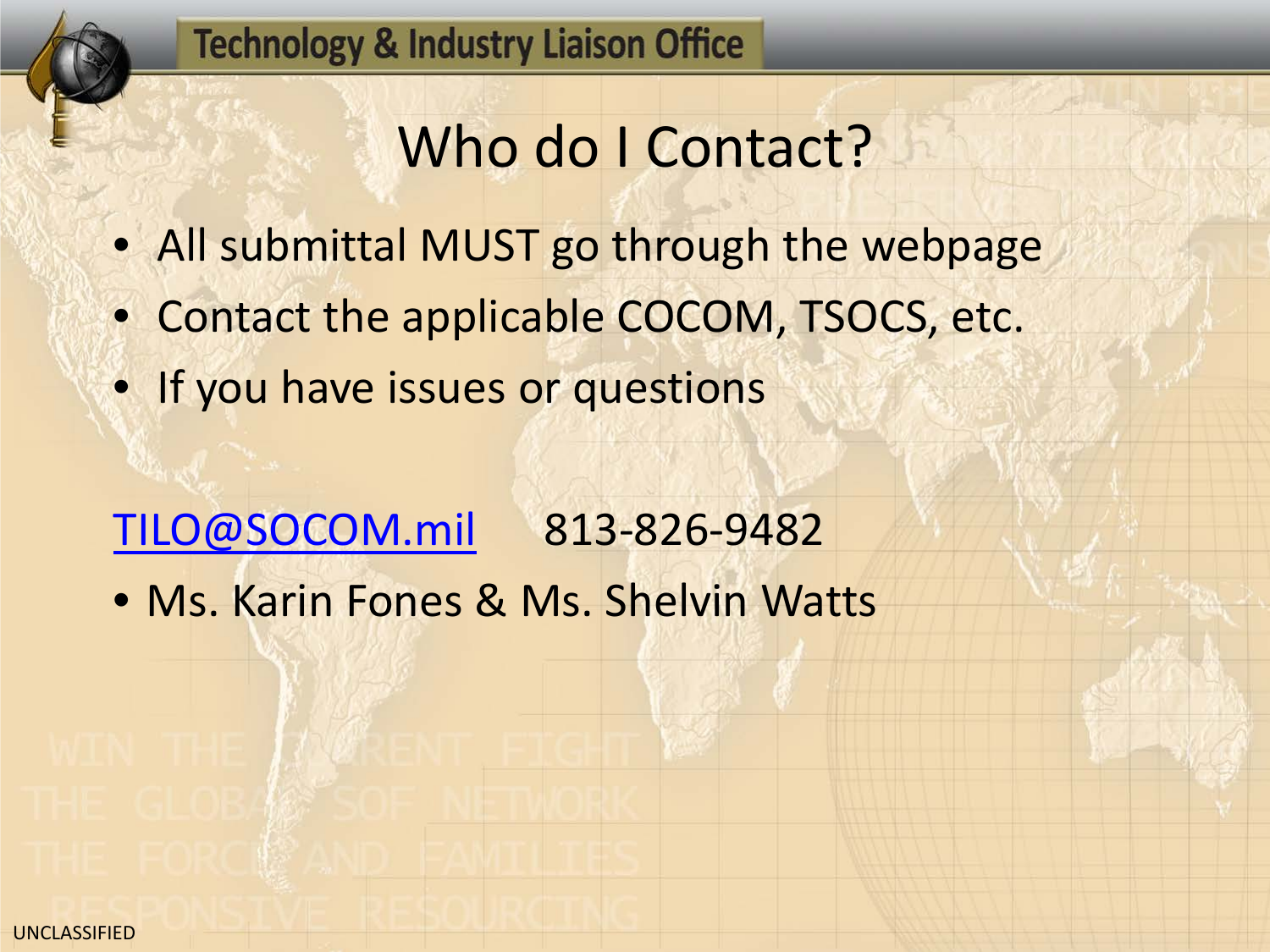# Who do I Contact?

- All submittal MUST go through the webpage
- Contact the applicable COCOM, TSOCS, etc.
- If you have issues or questions

TILO@SOCOM.mil 813-826-9482

- Ms. Karin Fones & Ms. Shelvin Watts

UNCLASSIFIED